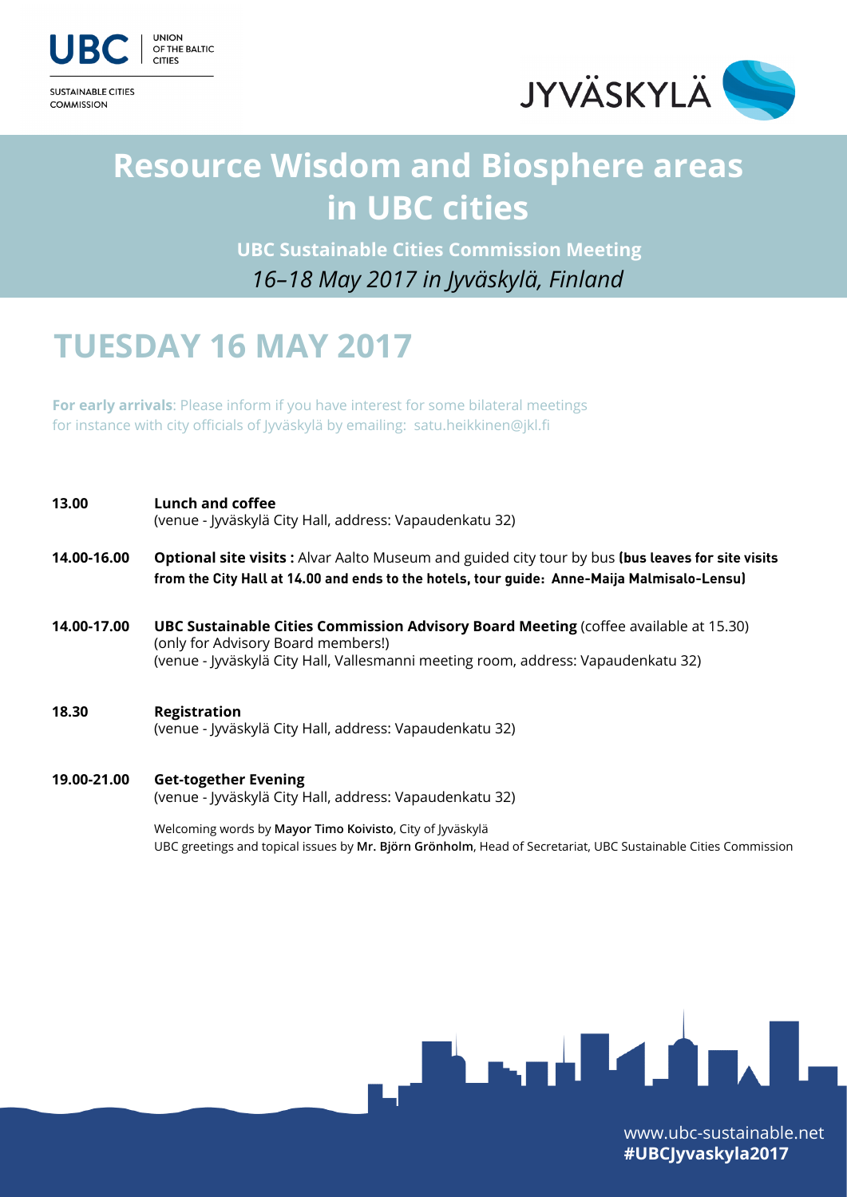UBC | UNION OF THE BALTIC CITIES

SUSTAINABLE CITIES COMMISSION

JYVÄSKYLÄ

# Resource Wisdom and Biosphere areas in UBC cities

**UBC Sustainable Cities Commission Meeting**

*16–18 May 2017 in Jyväskylä, Finland*

## TUESDAY 16 MAY 2017

**For early arrivals**: Please inform if you have interest for some bilateral meetings for instance with city officials of Jyväskylä by emailing: satu.heikkinen@jkl.fi

**13.00** **Lunch and coffee**
(venue - Jyväskylä City Hall, address: Vapaudenkatu 32)

**14.00-16.00** **Optional site visits :** Alvar Aalto Museum and guided city tour by bus **(bus leaves for site visits from the City Hall at 14.00 and ends to the hotels, tour guide: Anne-Maija Malmisalo-Lensu)**

**14.00-17.00** **UBC Sustainable Cities Commission Advisory Board Meeting** (coffee available at 15.30)
(only for Advisory Board members!)
(venue - Jyväskylä City Hall, Vallesmanni meeting room, address: Vapaudenkatu 32)

**18.30** **Registration**
(venue - Jyväskylä City Hall, address: Vapaudenkatu 32)

**19.00-21.00** **Get-together Evening**
(venue - Jyväskylä City Hall, address: Vapaudenkatu 32)

Welcoming words by **Mayor Timo Koivisto**, City of Jyväskylä
UBC greetings and topical issues by **Mr. Björn Grönholm**, Head of Secretariat, UBC Sustainable Cities Commission

www.ubc-sustainable.net
**#UBCJyvaskyla2017**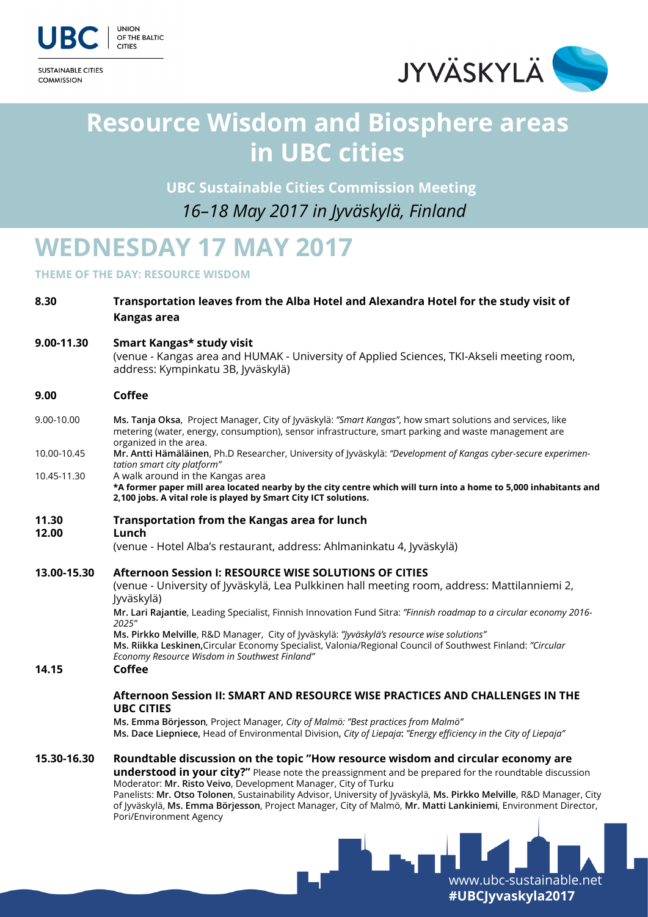UBC | UNION OF THE BALTIC CITIES

SUSTAINABLE CITIES COMMISSION

JYVÄSKYLÄ

# Resource Wisdom and Biosphere areas in UBC cities

**UBC Sustainable Cities Commission Meeting**

*16–18 May 2017 in Jyväskylä, Finland*

## WEDNESDAY 17 MAY 2017

**THEME OF THE DAY: RESOURCE WISDOM**

**8.30** **Transportation leaves from the Alba Hotel and Alexandra Hotel for the study visit of Kangas area**

**9.00-11.30** **Smart Kangas* study visit**
(venue - Kangas area and HUMAK - University of Applied Sciences, TKI-Akseli meeting room, address: Kympinkatu 3B, Jyväskylä)

**9.00** **Coffee**

9.00-10.00 **Ms. Tanja Oksa**, Project Manager, City of Jyväskylä: *"Smart Kangas"*, how smart solutions and services, like metering (water, energy, consumption), sensor infrastructure, smart parking and waste management are organized in the area.

10.00-10.45 **Mr. Antti Hämäläinen**, Ph.D Researcher, University of Jyväskylä: *"Development of Kangas cyber-secure experimentation smart city platform"*

10.45-11.30 A walk around in the Kangas area

**\*A former paper mill area located nearby by the city centre which will turn into a home to 5,000 inhabitants and 2,100 jobs. A vital role is played by Smart City ICT solutions.**

**11.30** **Transportation from the Kangas area for lunch**

**12.00** **Lunch**
(venue - Hotel Alba's restaurant, address: Ahlmaninkatu 4, Jyväskylä)

**13.00-15.30** **Afternoon Session I: RESOURCE WISE SOLUTIONS OF CITIES**
(venue - University of Jyväskylä, Lea Pulkkinen hall meeting room, address: Mattilanniemi 2, Jyväskylä)

**Mr. Lari Rajantie**, Leading Specialist, Finnish Innovation Fund Sitra: *"Finnish roadmap to a circular economy 2016-2025"*

**Ms. Pirkko Melville**, R&D Manager, City of Jyväskylä: *"Jyväskylä's resource wise solutions"*

**Ms. Riikka Leskinen,** Circular Economy Specialist, Valonia/Regional Council of Southwest Finland: *"Circular Economy Resource Wisdom in Southwest Finland"*

**14.15** **Coffee**

**Afternoon Session II: SMART AND RESOURCE WISE PRACTICES AND CHALLENGES IN THE UBC CITIES**

**Ms. Emma Börjesson**, Project Manager, *City of Malmö: "Best practices from Malmö"*

**Ms. Dace Liepniece**, Head of Environmental Division, *City of Liepaja: "Energy efficiency in the City of Liepaja"*

**15.30-16.30** **Roundtable discussion on the topic "How resource wisdom and circular economy are understood in your city?"** Please note the preassignment and be prepared for the roundtable discussion

Moderator: **Mr. Risto Veivo**, Development Manager, City of Turku

Panelists: **Mr. Otso Tolonen**, Sustainability Advisor, University of Jyväskylä, **Ms. Pirkko Melville**, R&D Manager, City of Jyväskylä, **Ms. Emma Börjesson**, Project Manager, City of Malmö, **Mr. Matti Lankiniemi**, Environment Director, Pori/Environment Agency

www.ubc-sustainable.net
**#UBCJyvaskyla2017**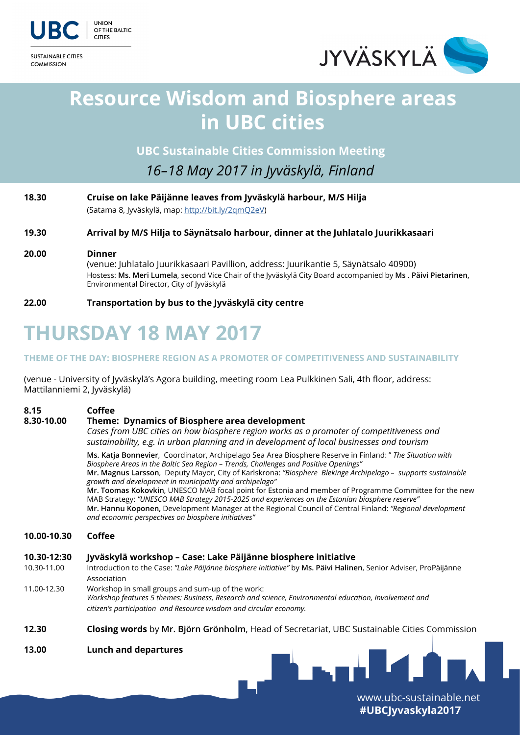UNION OF THE BALTIC CITIES

SUSTAINABLE CITIES COMMISSION

JYVÄSKYLÄ

# Resource Wisdom and Biosphere areas in UBC cities

**UBC Sustainable Cities Commission Meeting**

*16–18 May 2017 in Jyväskylä, Finland*

**18.30** **Cruise on lake Päijänne leaves from Jyväskylä harbour, M/S Hilja**
(Satama 8, Jyväskylä, map: http://bit.ly/2qmQ2eV)

**19.30** **Arrival by M/S Hilja to Säynätsalo harbour, dinner at the Juhlatalo Juurikkasaari**

**20.00** **Dinner**
(venue: Juhlatalo Juurikkasaari Pavillion, address: Juurikantie 5, Säynätsalo 40900)
Hostess: **Ms. Meri Lumela**, second Vice Chair of the Jyväskylä City Board accompanied by **Ms . Päivi Pietarinen**, Environmental Director, City of Jyväskylä

**22.00** **Transportation by bus to the Jyväskylä city centre**

# THURSDAY 18 MAY 2017

**THEME OF THE DAY: BIOSPHERE REGION AS A PROMOTER OF COMPETITIVENESS AND SUSTAINABILITY**

(venue - University of Jyväskylä's Agora building, meeting room Lea Pulkkinen Sali, 4th floor, address: Mattilanniemi 2, Jyväskylä)

**8.15** **Coffee**

**8.30-10.00** **Theme: Dynamics of Biosphere area development**
*Cases from UBC cities on how biosphere region works as a promoter of competitiveness and sustainability, e.g. in urban planning and in development of local businesses and tourism*

**Ms. Katja Bonnevier**, Coordinator, Archipelago Sea Area Biosphere Reserve in Finland: *" The Situation with Biosphere Areas in the Baltic Sea Region – Trends, Challenges and Positive Openings"*
**Mr. Magnus Larsson**, Deputy Mayor, City of Karlskrona: *"Biosphere Blekinge Archipelago – supports sustainable growth and development in municipality and archipelago"*
**Mr. Toomas Kokovkin**, UNESCO MAB focal point for Estonia and member of Programme Committee for the new MAB Strategy: *"UNESCO MAB Strategy 2015-2025 and experiences on the Estonian biosphere reserve"*
**Mr. Hannu Koponen,** Development Manager at the Regional Council of Central Finland: *"Regional development and economic perspectives on biosphere initiatives"*

**10.00-10.30** **Coffee**

**10.30-12:30** **Jyväskylä workshop – Case: Lake Päijänne biosphere initiative**

10.30-11.00 Introduction to the Case: *"Lake Päijänne biosphere initiative"* by **Ms. Päivi Halinen**, Senior Adviser, ProPäijänne Association

11.00-12.30 Workshop in small groups and sum-up of the work:
*Workshop features 5 themes: Business, Research and science, Environmental education, Involvement and citizen's participation and Resource wisdom and circular economy.*

**12.30** **Closing words** by **Mr. Björn Grönholm**, Head of Secretariat, UBC Sustainable Cities Commission

**13.00** **Lunch and departures**

www.ubc-sustainable.net
**#UBCJyvaskyla2017**